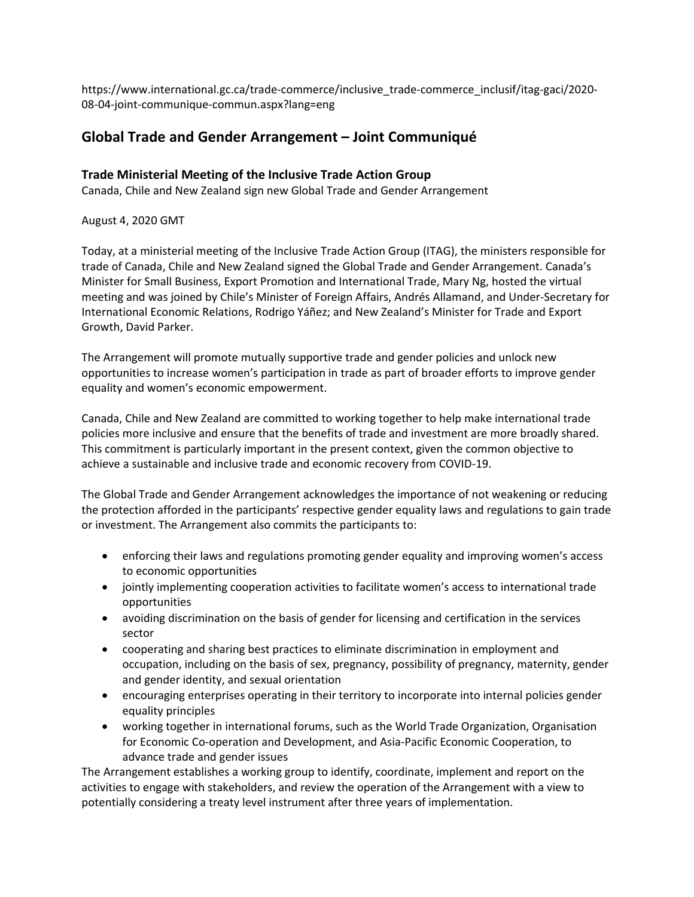https://www.international.gc.ca/trade-commerce/inclusive_trade-commerce_inclusif/itag-gaci/2020-08-04-joint-communique-commun.aspx?lang=eng

# Global Trade and Gender Arrangement – Joint Communiqué

## Trade Ministerial Meeting of the Inclusive Trade Action Group

Canada, Chile and New Zealand sign new Global Trade and Gender Arrangement

August 4, 2020 GMT

Today, at a ministerial meeting of the Inclusive Trade Action Group (ITAG), the ministers responsible for trade of Canada, Chile and New Zealand signed the Global Trade and Gender Arrangement. Canada's Minister for Small Business, Export Promotion and International Trade, Mary Ng, hosted the virtual meeting and was joined by Chile's Minister of Foreign Affairs, Andrés Allamand, and Under-Secretary for International Economic Relations, Rodrigo Yáñez; and New Zealand's Minister for Trade and Export Growth, David Parker.

The Arrangement will promote mutually supportive trade and gender policies and unlock new opportunities to increase women's participation in trade as part of broader efforts to improve gender equality and women's economic empowerment.

Canada, Chile and New Zealand are committed to working together to help make international trade policies more inclusive and ensure that the benefits of trade and investment are more broadly shared. This commitment is particularly important in the present context, given the common objective to achieve a sustainable and inclusive trade and economic recovery from COVID-19.

The Global Trade and Gender Arrangement acknowledges the importance of not weakening or reducing the protection afforded in the participants' respective gender equality laws and regulations to gain trade or investment. The Arrangement also commits the participants to:

- enforcing their laws and regulations promoting gender equality and improving women's access to economic opportunities
- jointly implementing cooperation activities to facilitate women's access to international trade opportunities
- avoiding discrimination on the basis of gender for licensing and certification in the services sector
- cooperating and sharing best practices to eliminate discrimination in employment and occupation, including on the basis of sex, pregnancy, possibility of pregnancy, maternity, gender and gender identity, and sexual orientation
- encouraging enterprises operating in their territory to incorporate into internal policies gender equality principles
- working together in international forums, such as the World Trade Organization, Organisation for Economic Co-operation and Development, and Asia-Pacific Economic Cooperation, to advance trade and gender issues

The Arrangement establishes a working group to identify, coordinate, implement and report on the activities to engage with stakeholders, and review the operation of the Arrangement with a view to potentially considering a treaty level instrument after three years of implementation.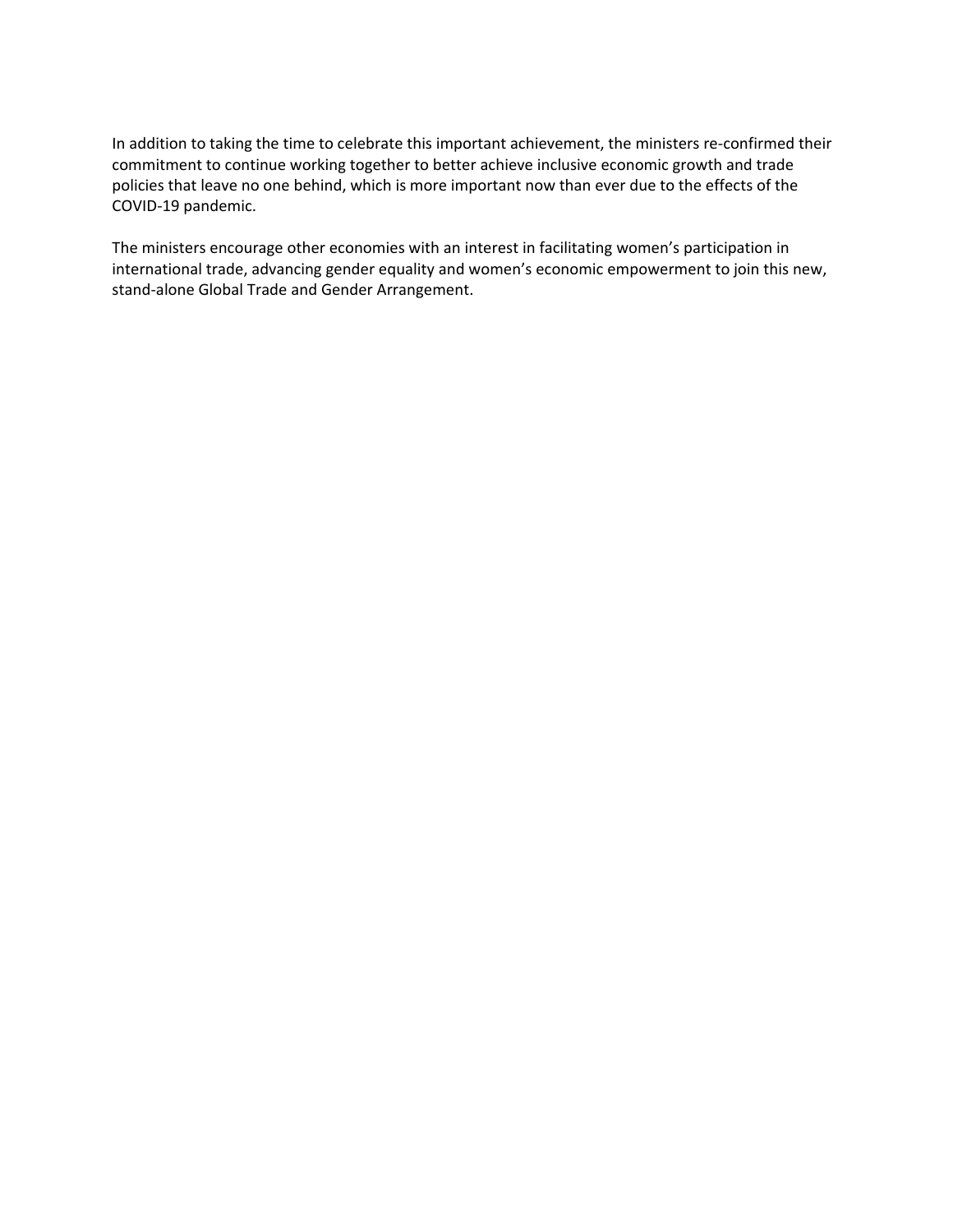In addition to taking the time to celebrate this important achievement, the ministers re-confirmed their commitment to continue working together to better achieve inclusive economic growth and trade policies that leave no one behind, which is more important now than ever due to the effects of the COVID-19 pandemic.

The ministers encourage other economies with an interest in facilitating women's participation in international trade, advancing gender equality and women's economic empowerment to join this new, stand-alone Global Trade and Gender Arrangement.